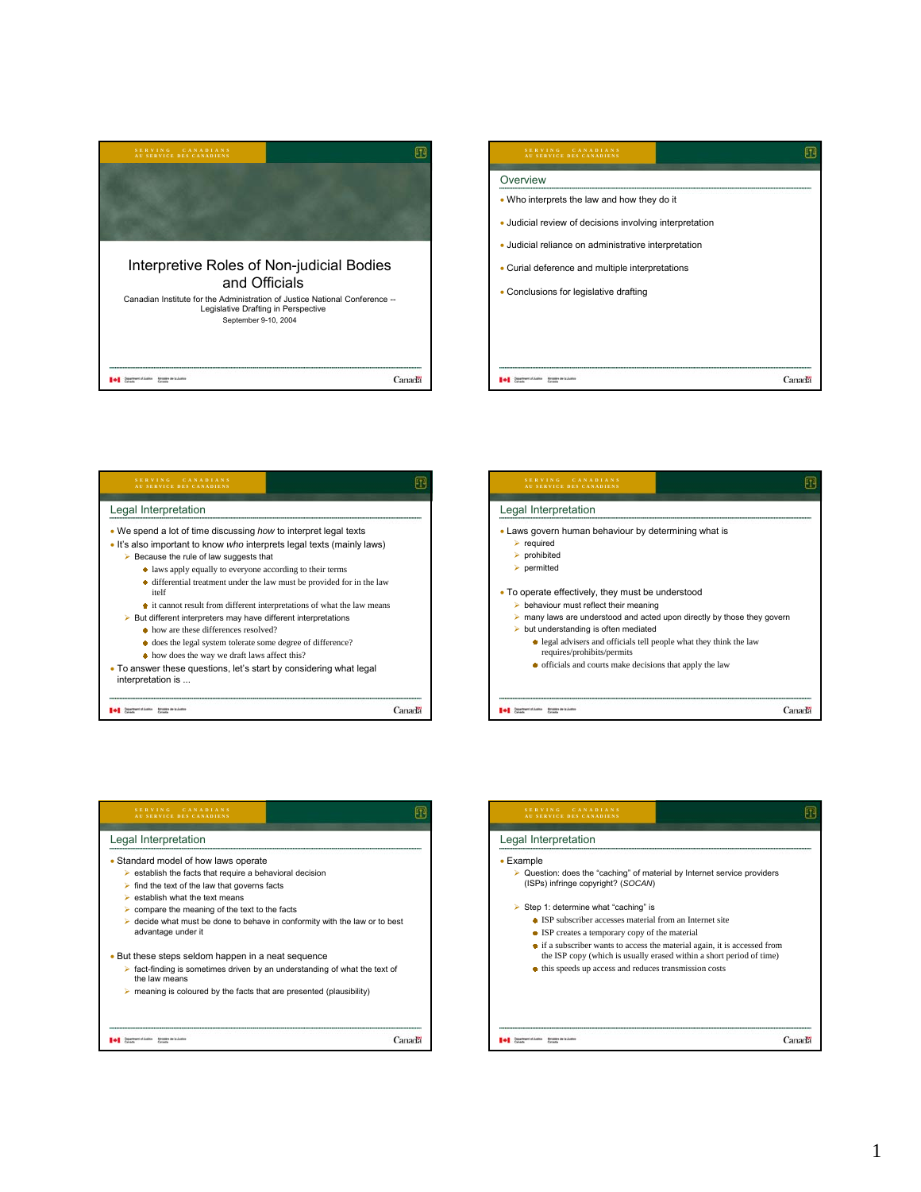# Interpretive Roles of Non-judicial Bodies and Officials

Canadian Institute for the Administration of Justice National Conference -- Legislative Drafting in Perspective

September 9-10, 2004

## Overview

- Who interprets the law and how they do it
- Judicial review of decisions involving interpretation
- Judicial reliance on administrative interpretation
- Curial deference and multiple interpretations
- Conclusions for legislative drafting

## Legal Interpretation

- We spend a lot of time discussing *how* to interpret legal texts
- It's also important to know *who* interprets legal texts (mainly laws)
  - Because the rule of law suggests that
    - laws apply equally to everyone according to their terms
    - differential treatment under the law must be provided for in the law itelf
    - it cannot result from different interpretations of what the law means
  - But different interpreters may have different interpretations
    - how are these differences resolved?
    - does the legal system tolerate some degree of difference?
    - how does the way we draft laws affect this?
- To answer these questions, let's start by considering what legal interpretation is ...

## Legal Interpretation

- Laws govern human behaviour by determining what is
  - required
  - prohibited
  - permitted
- To operate effectively, they must be understood
  - behaviour must reflect their meaning
  - many laws are understood and acted upon directly by those they govern
  - but understanding is often mediated
    - legal advisers and officials tell people what they think the law requires/prohibits/permits
    - officials and courts make decisions that apply the law

## Legal Interpretation

- Standard model of how laws operate
  - establish the facts that require a behavioral decision
  - find the text of the law that governs facts
  - establish what the text means
  - compare the meaning of the text to the facts
  - decide what must be done to behave in conformity with the law or to best advantage under it
- But these steps seldom happen in a neat sequence
  - fact-finding is sometimes driven by an understanding of what the text of the law means
  - meaning is coloured by the facts that are presented (plausibility)

## Legal Interpretation

- Example
  - Question: does the "caching" of material by Internet service providers (ISPs) infringe copyright? (*SOCAN*)
  - Step 1: determine what "caching" is
    - ISP subscriber accesses material from an Internet site
    - ISP creates a temporary copy of the material
    - if a subscriber wants to access the material again, it is accessed from the ISP copy (which is usually erased within a short period of time)
    - this speeds up access and reduces transmission costs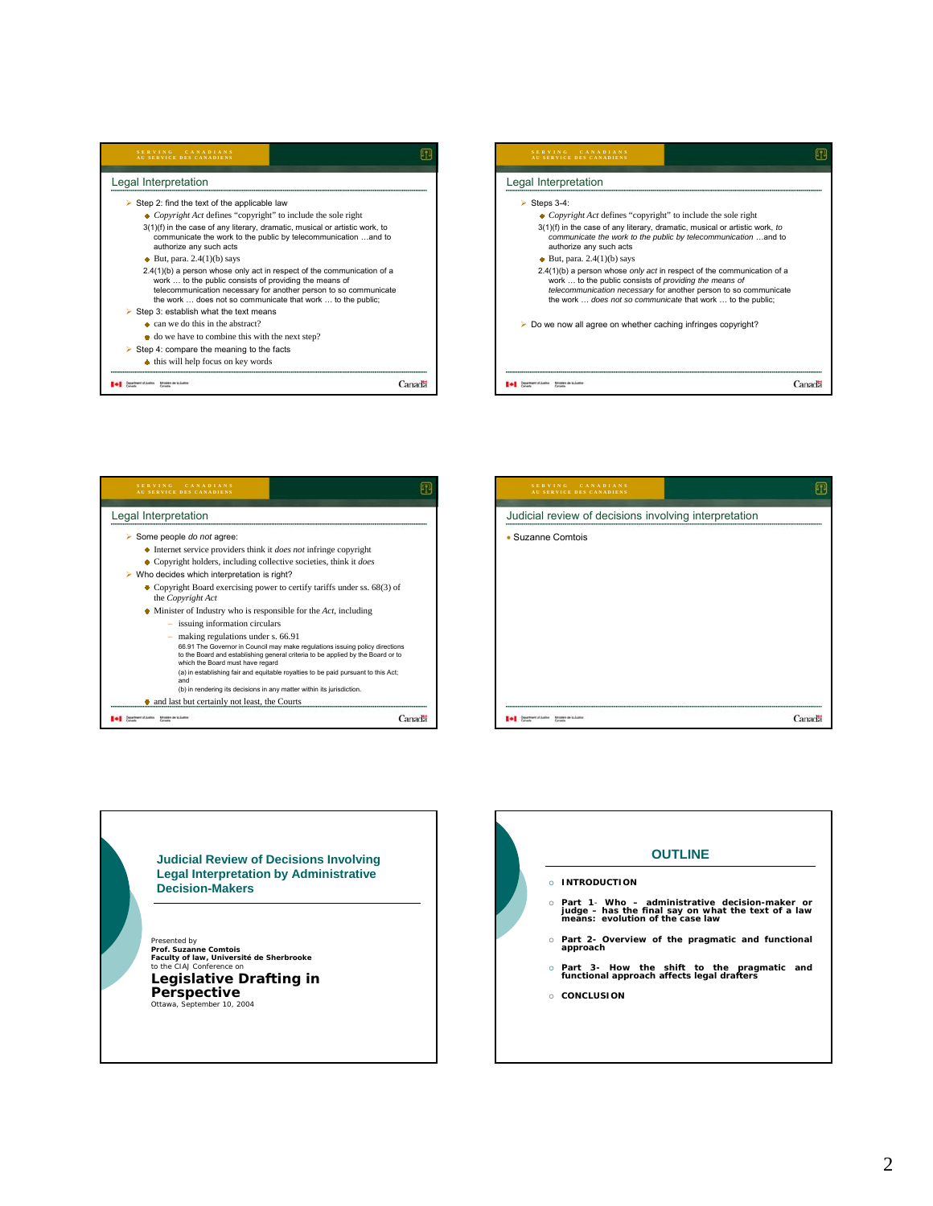## Legal Interpretation

- Step 2: find the text of the applicable law
  - *Copyright Act* defines "copyright" to include the sole right

    3(1)(f) in the case of any literary, dramatic, musical or artistic work, to communicate the work to the public by telecommunication …and to authorize any such acts
  - But, para. 2.4(1)(b) says

    2.4(1)(b) a person whose only act in respect of the communication of a work … to the public consists of providing the means of telecommunication necessary for another person to so communicate the work … does not so communicate that work … to the public;
- Step 3: establish what the text means
  - can we do this in the abstract?
  - do we have to combine this with the next step?
- Step 4: compare the meaning to the facts
  - this will help focus on key words

## Legal Interpretation

- Steps 3-4:
  - *Copyright Act* defines "copyright" to include the sole right

    3(1)(f) in the case of any literary, dramatic, musical or artistic work, *to communicate the work to the public by telecommunication* …and to authorize any such acts
  - But, para. 2.4(1)(b) says

    2.4(1)(b) a person whose *only act* in respect of the communication of a work … to the public consists of *providing the means of telecommunication necessary* for another person to so communicate the work … *does not so communicate* that work … to the public;
- Do we now all agree on whether caching infringes copyright?

## Legal Interpretation

- Some people *do not* agree:
  - Internet service providers think it *does not* infringe copyright
  - Copyright holders, including collective societies, think it *does*
- Who decides which interpretation is right?
  - Copyright Board exercising power to certify tariffs under ss. 68(3) of the *Copyright Act*
  - Minister of Industry who is responsible for the *Act*, including
    - issuing information circulars
    - making regulations under s. 66.91

      66.91 The Governor in Council may make regulations issuing policy directions to the Board and establishing general criteria to be applied by the Board or to which the Board must have regard

      (a) in establishing fair and equitable royalties to be paid pursuant to this Act; and

      (b) in rendering its decisions in any matter within its jurisdiction.
  - and last but certainly not least, the Courts

## Judicial review of decisions involving interpretation

- Suzanne Comtois

## Judicial Review of Decisions Involving Legal Interpretation by Administrative Decision-Makers

Presented by
**Prof. Suzanne Comtois**
**Faculty of law, Université de Sherbrooke**
to the CIAJ Conference on
**Legislative Drafting in Perspective**
Ottawa, September 10, 2004

## OUTLINE

- **INTRODUCTION**
- **Part 1- Who – administrative decision-maker or judge – has the final say on what the text of a law means: evolution of the case law**
- **Part 2- Overview of the pragmatic and functional approach**
- **Part 3- How the shift to the pragmatic and functional approach affects legal drafters**
- **CONCLUSION**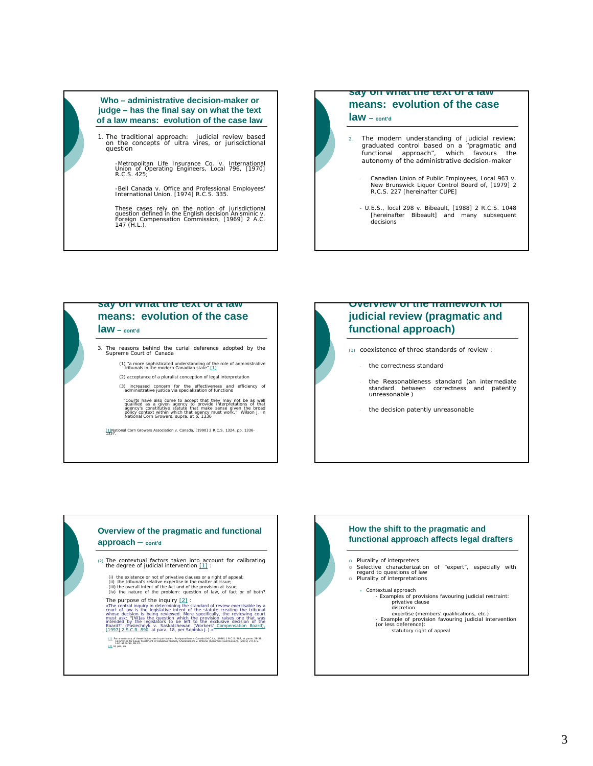## Who – administrative decision-maker or judge – has the final say on what the text of a law means: evolution of the case law

1. The traditional approach: judicial review based on the concepts of ultra vires, or jurisdictional question

   -Metropolitan Life Insurance Co. v. International Union of Operating Engineers, Local 796, [1970] R.C.S. 425;

   -Bell Canada v. Office and Professional Employees' International Union, [1974] R.C.S. 335.

   These cases rely on the notion of jurisdictional question defined in the English decision Anisminic v. Foreign Compensation Commission, [1969] 2 A.C. 147 (H.L.).

## say on what the text of a law means: evolution of the case law – cont'd

2. The modern understanding of judicial review: graduated control based on a "pragmatic and functional approach", which favours the autonomy of the administrative decision-maker

   - Canadian Union of Public Employees, Local 963 v. New Brunswick Liquor Control Board of, [1979] 2 R.C.S. 227 [hereinafter CUPE]

   - U.E.S., local 298 v. Bibeault, [1988] 2 R.C.S. 1048 [hereinafter Bibeault] and many subsequent decisions

## say on what the text of a law means: evolution of the case law – cont'd

3. The reasons behind the curial deference adopted by the Supreme Court of Canada

   (1) "a more sophisticated understanding of the role of administrative tribunals in the modern Canadian state".[1]

   (2) acceptance of a pluralist conception of legal interpretation

   (3) increased concern for the effectiveness and efficiency of administrative justice via specialization of functions

   "Courts have also come to accept that they may not be as well qualified as a given agency to provide interpretations of that agency's constitutive statute that make sense given the broad policy context within which that agency must work." Wilson J. in National Corn Growers, supra, at p. 1336

[1] National Corn Growers Association v. Canada, [1990] 2 R.C.S. 1324, pp. 1336-1337.

## Overview of the framework for judicial review (pragmatic and functional approach)

(1) coexistence of three standards of review :

- the correctness standard
- the Reasonableness standard (an intermediate standard between correctness and patently unreasonable )
- the decision patently unreasonable

## Overview of the pragmatic and functional approach – cont'd

(2) The contextual factors taken into account for calibrating the degree of judicial intervention [1] :

(i) the existence or not of privative clauses or a right of appeal;
(ii) the tribunal's relative expertise in the matter at issue;
(iii) the overall intent of the Act and of the provision at issue;
(iv) the nature of the problem: question of law, of fact or of both?

The purpose of the inquiry [2] :

«The central inquiry in determining the standard of review exercisable by a court of law is the legislative intent of the statute creating the tribunal whose decision is being reviewed. More specifically, the reviewing court must ask: "[W]as the question which the provision raises one that was intended by the legislators to be left to the exclusive decision of the Board?" (Pasiechnyk v. Saskatchewan (Workers' Compensation Board), [1997] 2 S.C.R. 890, at para. 18, per Sopinka J.).»

[1] For a summary of these factors see in particular: Pushpanathan v. Canada (M.C.I.), [1998] 1 R.C.S. 982, at paras. 29-38; Committee for Equal Treatment of Asbestos Minority Shareholders v. Ontario (Securities Commission), [2001] 2 R.C.S. 132, at paras. 46-47.
[2] Id, par. 26

## How the shift to the pragmatic and functional approach affects legal drafters

- Plurality of interpreters
- Selective characterization of "expert", especially with regard to questions of law
- Plurality of interpretations
  - Contextual approach
    - Examples of provisions favouring judicial restraint:
      - privative clause
      - discretion
      - expertise (members' qualifications, etc.)
    - Example of provision favouring judicial intervention (or less deference):
      - statutory right of appeal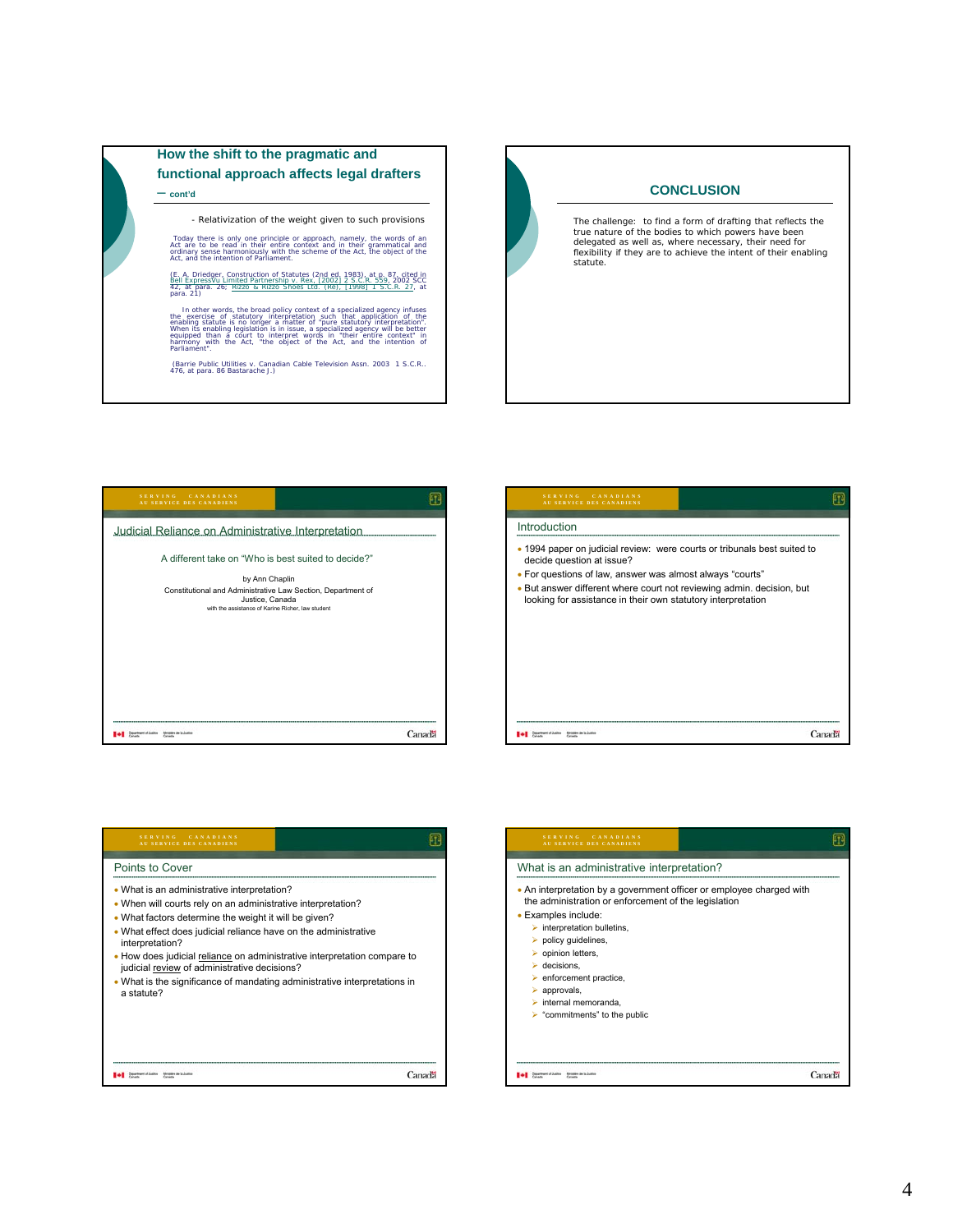## How the shift to the pragmatic and functional approach affects legal drafters

— cont'd

- Relativization of the weight given to such provisions

Today there is only one principle or approach, namely, the words of an Act are to be read in their entire context and in their grammatical and ordinary sense harmoniously with the scheme of the Act, the object of the Act, and the intention of Parliament.

(E. A. Driedger, Construction of Statutes (2nd ed. 1983), at p. 87, cited in Bell ExpressVu Limited Partnership v. Rex, [2002] 2 S.C.R. 559, 2002 SCC 42, at para. 26; Rizzo & Rizzo Shoes Ltd. (Re), [1998] 1 S.C.R. 27, at para. 21)

In other words, the broad policy context of a specialized agency infuses the exercise of statutory interpretation such that application of the enabling statute is no longer a matter of "pure statutory interpretation". When its enabling legislation is in issue, a specialized agency will be better equipped than a court to interpret words in "their entire context" in harmony with the Act, "the object of the Act, and the intention of Parliament".

(Barrie Public Utilities v. Canadian Cable Television Assn. 2003 1 S.C.R.. 476, at para. 86 Bastarache J.)

## CONCLUSION

The challenge: to find a form of drafting that reflects the true nature of the bodies to which powers have been delegated as well as, where necessary, their need for flexibility if they are to achieve the intent of their enabling statute.

## Judicial Reliance on Administrative Interpretation

A different take on "Who is best suited to decide?"

by Ann Chaplin

Constitutional and Administrative Law Section, Department of Justice, Canada

with the assistance of Karine Richer, law student

## Introduction

- 1994 paper on judicial review: were courts or tribunals best suited to decide question at issue?
- For questions of law, answer was almost always "courts"
- But answer different where court not reviewing admin. decision, but looking for assistance in their own statutory interpretation

## Points to Cover

- What is an administrative interpretation?
- When will courts rely on an administrative interpretation?
- What factors determine the weight it will be given?
- What effect does judicial reliance have on the administrative interpretation?
- How does judicial reliance on administrative interpretation compare to judicial review of administrative decisions?
- What is the significance of mandating administrative interpretations in a statute?

## What is an administrative interpretation?

- An interpretation by a government officer or employee charged with the administration or enforcement of the legislation
- Examples include:
  - interpretation bulletins,
  - policy guidelines,
  - opinion letters,
  - decisions,
  - enforcement practice,
  - approvals,
  - internal memoranda,
  - "commitments" to the public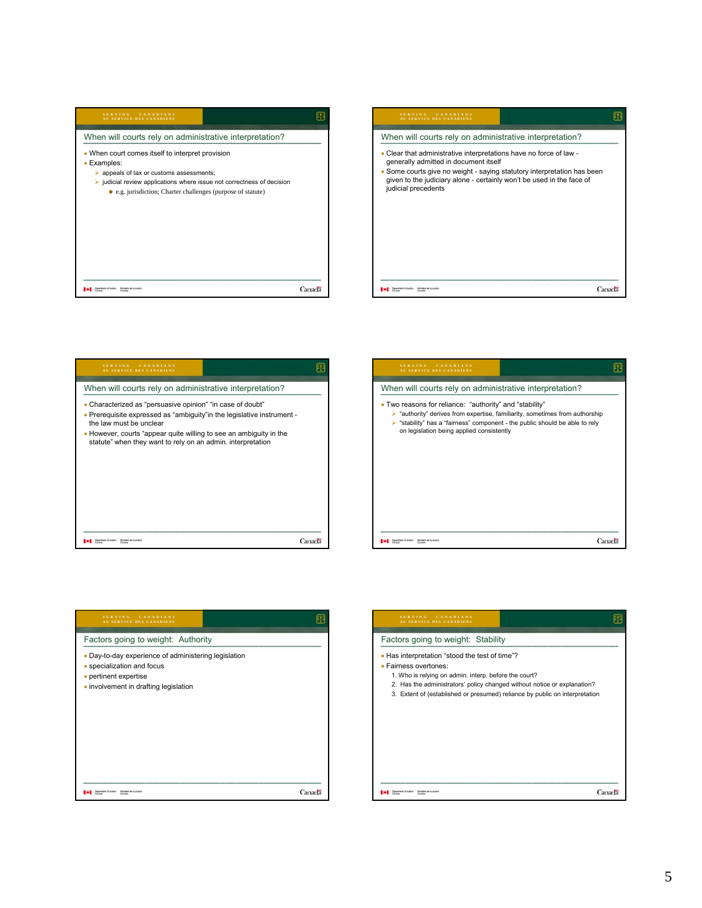## When will courts rely on administrative interpretation?

- When court comes itself to interpret provision
- Examples:
  - appeals of tax or customs assessments;
  - judicial review applications where issue not correctness of decision
    - e.g. jurisdiction; Charter challenges (purpose of statute)

## When will courts rely on administrative interpretation?

- Clear that administrative interpretations have no force of law - generally admitted in document itself
- Some courts give no weight - saying statutory interpretation has been given to the judiciary alone - certainly won't be used in the face of judicial precedents

## When will courts rely on administrative interpretation?

- Characterized as "persuasive opinion" "in case of doubt"
- Prerequisite expressed as "ambiguity"in the legislative instrument - the law must be unclear
- However, courts "appear quite willing to see an ambiguity in the statute" when they want to rely on an admin. interpretation

## When will courts rely on administrative interpretation?

- Two reasons for reliance: "authority" and "stability"
  - "authority" derives from expertise, familiarity, sometimes from authorship
  - "stability" has a "fairness" component - the public should be able to rely on legislation being applied consistently

## Factors going to weight: Authority

- Day-to-day experience of administering legislation
- specialization and focus
- pertinent expertise
- involvement in drafting legislation

## Factors going to weight: Stability

- Has interpretation "stood the test of time"?
- Fairness overtones:
  1. Who is relying on admin. interp. before the court?
  2. Has the administrators' policy changed without notice or explanation?
  3. Extent of (established or presumed) reliance by public on interpretation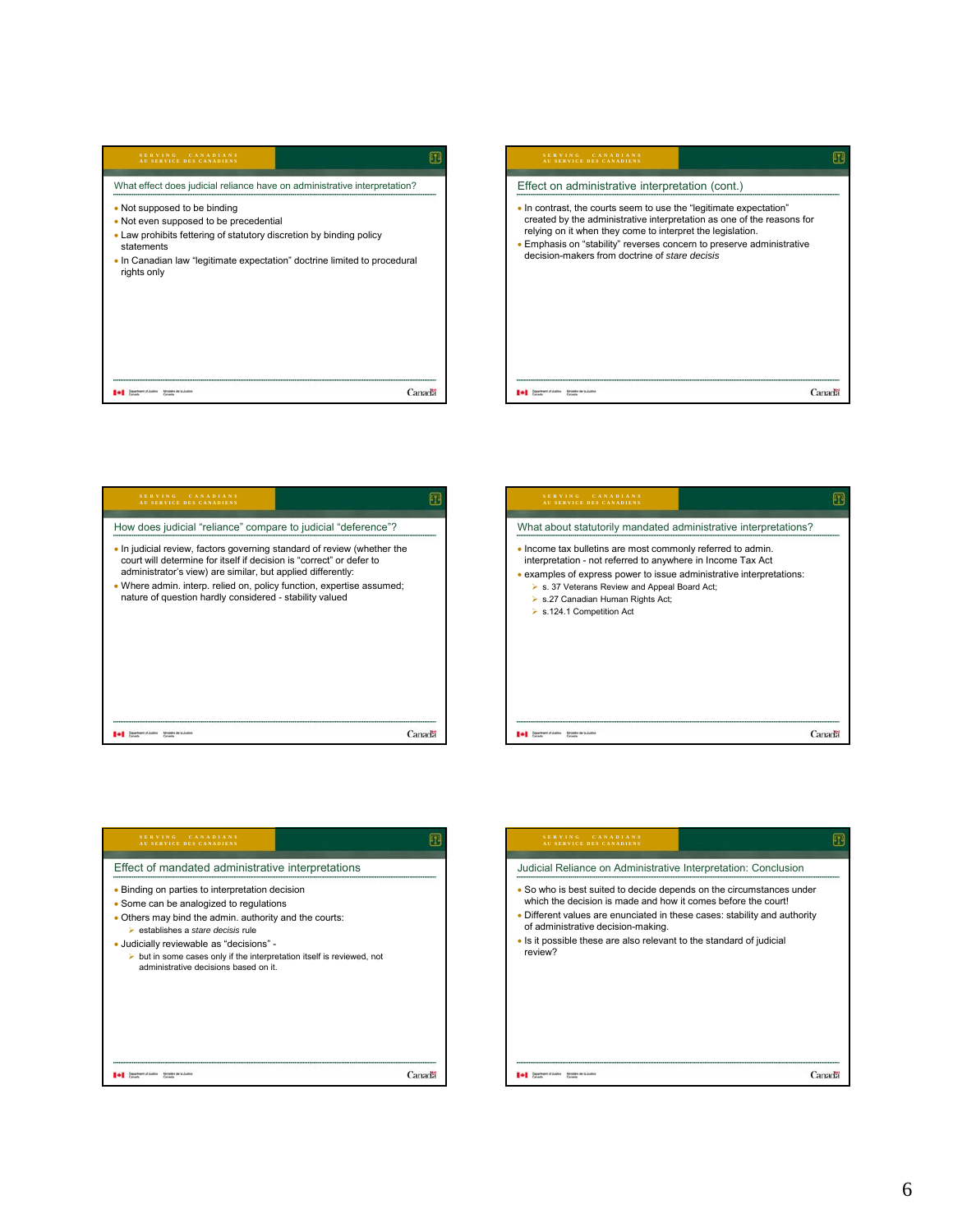## What effect does judicial reliance have on administrative interpretation?

- Not supposed to be binding
- Not even supposed to be precedential
- Law prohibits fettering of statutory discretion by binding policy statements
- In Canadian law "legitimate expectation" doctrine limited to procedural rights only

## Effect on administrative interpretation (cont.)

- In contrast, the courts seem to use the "legitimate expectation" created by the administrative interpretation as one of the reasons for relying on it when they come to interpret the legislation.
- Emphasis on "stability" reverses concern to preserve administrative decision-makers from doctrine of *stare decisis*

## How does judicial "reliance" compare to judicial "deference"?

- In judicial review, factors governing standard of review (whether the court will determine for itself if decision is "correct" or defer to administrator's view) are similar, but applied differently:
- Where admin. interp. relied on, policy function, expertise assumed; nature of question hardly considered - stability valued

## What about statutorily mandated administrative interpretations?

- Income tax bulletins are most commonly referred to admin. interpretation - not referred to anywhere in Income Tax Act
- examples of express power to issue administrative interpretations:
  - s. 37 Veterans Review and Appeal Board Act;
  - s.27 Canadian Human Rights Act;
  - s.124.1 Competition Act

## Effect of mandated administrative interpretations

- Binding on parties to interpretation decision
- Some can be analogized to regulations
- Others may bind the admin. authority and the courts:
  - establishes a *stare decisis* rule
- Judicially reviewable as "decisions" -
  - but in some cases only if the interpretation itself is reviewed, not administrative decisions based on it.

## Judicial Reliance on Administrative Interpretation: Conclusion

- So who is best suited to decide depends on the circumstances under which the decision is made and how it comes before the court!
- Different values are enunciated in these cases: stability and authority of administrative decision-making.
- Is it possible these are also relevant to the standard of judicial review?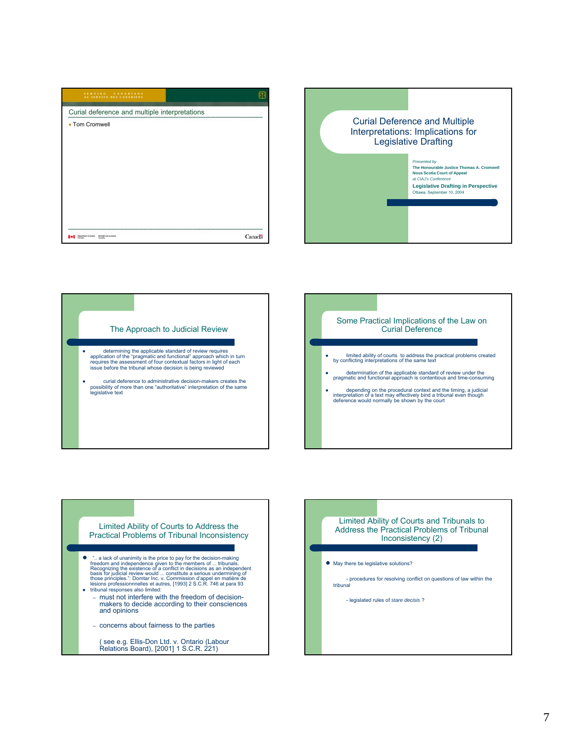SERVING CANADIANS
AU SERVICE DES CANADIENS

## Curial deference and multiple interpretations

- Tom Cromwell

Department of Justice Canada | Ministère de la Justice Canada

Canada

---

## Curial Deference and Multiple Interpretations: Implications for Legislative Drafting

*Presented by*

**The Honourable Justice Thomas A. Cromwell**
**Nova Scotia Court of Appeal**

*at CIAJ's Conference*

**Legislative Drafting in Perspective**

Ottawa, September 10, 2004

---

## The Approach to Judicial Review

- determining the applicable standard of review requires application of the "pragmatic and functional" approach which in turn requires the assessment of four contextual factors in light of each issue before the tribunal whose decision is being reviewed
- curial deference to administrative decision-makers creates the possibility of more than one "authoritative" interpretation of the same legislative text

---

## Some Practical Implications of the Law on Curial Deference

- limited ability of courts to address the practical problems created by conflicting interpretations of the same text
- determination of the applicable standard of review under the pragmatic and functional approach is contentious and time-consuming
- depending on the procedural context and the timing, a judicial interpretation of a text may effectively bind a tribunal even though deference would normally be shown by the court

---

## Limited Ability of Courts to Address the Practical Problems of Tribunal Inconsistency

- ".. a lack of unanimity is the price to pay for the decision-making freedom and independence given to the members of ... tribunals. Recognizing the existence of a conflict in decisions as an independent basis for judicial review would ... constitute a serious undermining of those principles.": Domtar Inc. v. Commission d'appel en matière de lésions professionnnelles et autres, [1993] 2 S.C.R. 746 at para 93
- tribunal responses also limited:
  - must not interfere with the freedom of decision-makers to decide according to their consciences and opinions
  - concerns about fairness to the parties

  ( see e.g. Ellis-Don Ltd. v. Ontario (Labour Relations Board), [2001] 1 S.C.R. 221)

---

## Limited Ability of Courts and Tribunals to Address the Practical Problems of Tribunal Inconsistency (2)

- May there be legislative solutions?

  - procedures for resolving conflict on questions of law within the tribunal

  - legislated rules of *stare decisis* ?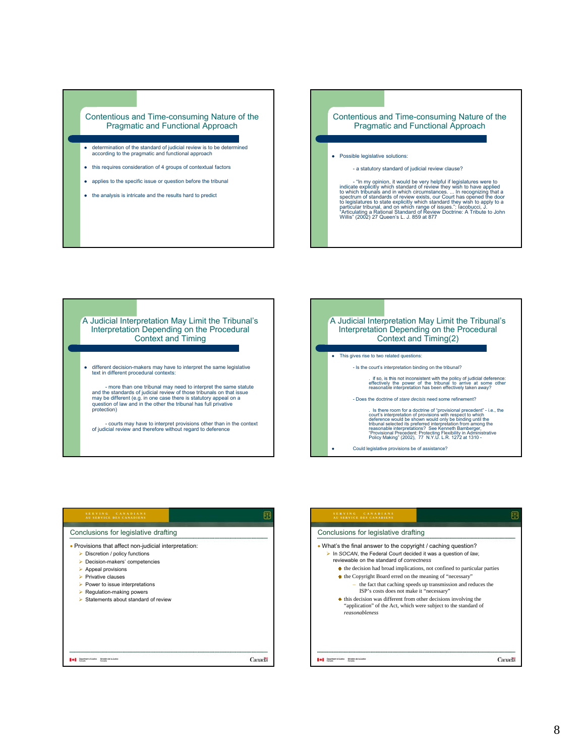## Contentious and Time-consuming Nature of the Pragmatic and Functional Approach

- determination of the standard of judicial review is to be determined according to the pragmatic and functional approach
- this requires consideration of 4 groups of contextual factors
- applies to the specific issue or question before the tribunal
- the analysis is intricate and the results hard to predict

## Contentious and Time-consuming Nature of the Pragmatic and Functional Approach

- Possible legislative solutions:

  - a statutory standard of judicial review clause?

  - "In my opinion, it would be very helpful if legislatures were to indicate explicitly which standard of review they wish to have applied to which tribunals and in which circumstances. ... In recognizing that a spectrum of standards of review exists, our Court has opened the door to legislatures to state explicitly which standard they wish to apply to a particular tribunal, and on which range of issues.": Iacobucci, J. "Articulating a Rational Standard of Review Doctrine: A Tribute to John Willis" (2002) 27 Queen's L. J. 859 at 877

## A Judicial Interpretation May Limit the Tribunal's Interpretation Depending on the Procedural Context and Timing

- different decision-makers may have to interpret the same legislative text in different procedural contexts:

  - more than one tribunal may need to interpret the same statute and the standards of judicial review of those tribunals on that issue may be different (e.g. in one case there is statutory appeal on a question of law and in the other the tribunal has full privative protection)

  - courts may have to interpret provisions other than in the context of judicial review and therefore without regard to deference

## A Judicial Interpretation May Limit the Tribunal's Interpretation Depending on the Procedural Context and Timing(2)

- This gives rise to two related questions:

  - Is the court's interpretation binding on the tribunal?

    . if so, is this not inconsistent with the policy of judicial deference: effectively the power of the tribunal to arrive at some other reasonable interpretation has been effectively taken away?

  - Does the doctrine of *stare decisis* need some refinement?

    . Is there room for a doctrine of "provisional precedent" - i.e., the court's interpretation of provisions with respect to which deference would be shown would only be binding until the tribunal selected its preferred interpretation from among the reasonable interpretations? See Kenneth Bamberger, "Provisional Precedent: Protecting Flexibility in Administrative Policy Making" (2002), 77 N.Y.U. L.R. 1272 at 1310 -

- Could legislative provisions be of assistance?

## Conclusions for legislative drafting

- Provisions that affect non-judicial interpretation:
  - Discretion / policy functions
  - Decision-makers' competencies
  - Appeal provisions
  - Privative clauses
  - Power to issue interpretations
  - Regulation-making powers
  - Statements about standard of review

## Conclusions for legislative drafting

- What's the final answer to the copyright / caching question?
  - In *SOCAN*, the Federal Court decided it was a question of *law*, reviewable on the standard of *correctness*
    - the decision had broad implications, not confined to particular parties
    - the Copyright Board erred on the meaning of "necessary"
      - the fact that caching speeds up transmission and reduces the ISP's costs does not make it "necessary"
    - this decision was different from other decisions involving the "application" of the Act, which were subject to the standard of *reasonableness*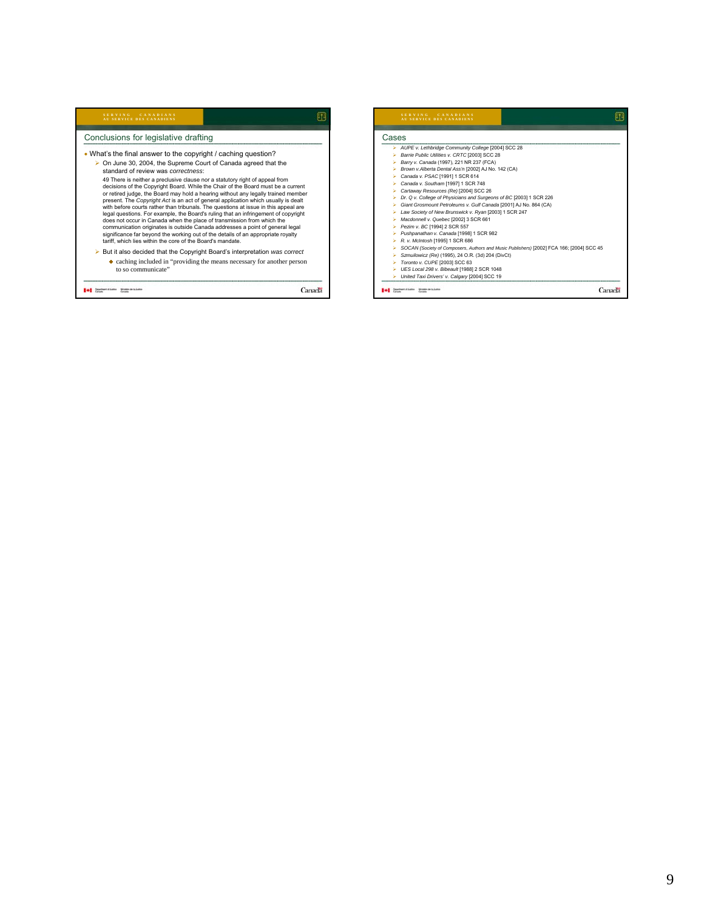## Conclusions for legislative drafting

- What's the final answer to the copyright / caching question?
  - On June 30, 2004, the Supreme Court of Canada agreed that the standard of review was *correctness*:

    49 There is neither a preclusive clause nor a statutory right of appeal from decisions of the Copyright Board. While the Chair of the Board must be a current or retired judge, the Board may hold a hearing without any legally trained member present. The *Copyright Act* is an act of general application which usually is dealt with before courts rather than tribunals. The questions at issue in this appeal are legal questions. For example, the Board's ruling that an infringement of copyright does not occur in Canada when the place of transmission from which the communication originates is outside Canada addresses a point of general legal significance far beyond the working out of the details of an appropriate royalty tariff, which lies within the core of the Board's mandate.

  - But it also decided that the Copyright Board's interpretation *was correct*
    - caching included in "providing the means necessary for another person to so communicate"

## Cases

- *AUPE v. Lethbridge Community College* [2004] SCC 28
- *Barrie Public Utilities v. CRTC* [2003] SCC 28
- *Barry v. Canada* (1997), 221 NR 237 (FCA)
- *Brown v.Alberta Dental Ass'n* [2002] AJ No. 142 (CA)
- *Canada v. PSAC* [1991] 1 SCR 614
- *Canada v. Southam* [1997] 1 SCR 748
- *Cartaway Resources (Re)* [2004] SCC 26
- *Dr. Q v. College of Physicians and Surgeons of BC* [2003] 1 SCR 226
- *Giant Grosmount Petroleums v. Gulf Canada* [2001] AJ No. 864 (CA)
- *Law Society of New Brunswick v. Ryan* [2003] 1 SCR 247
- *Macdonnell v. Quebec* [2002] 3 SCR 661
- *Pezim v. BC* [1994] 2 SCR 557
- *Pushpanathan v. Canada* [1998] 1 SCR 982
- *R. v. McIntosh* [1995] 1 SCR 686
- *SOCAN (Society of Composers, Authors and Music Publishers)* [2002] FCA 166; [2004] SCC 45
- *Szmuilowicz (Re)* (1995), 24 O.R. (3d) 204 (DivCt)
- *Toronto v. CUPE* [2003] SCC 63
- *UES Local 298 v. Bibeault* [1988] 2 SCR 1048
- *United Taxi Drivers' v. Calgary* [2004] SCC 19